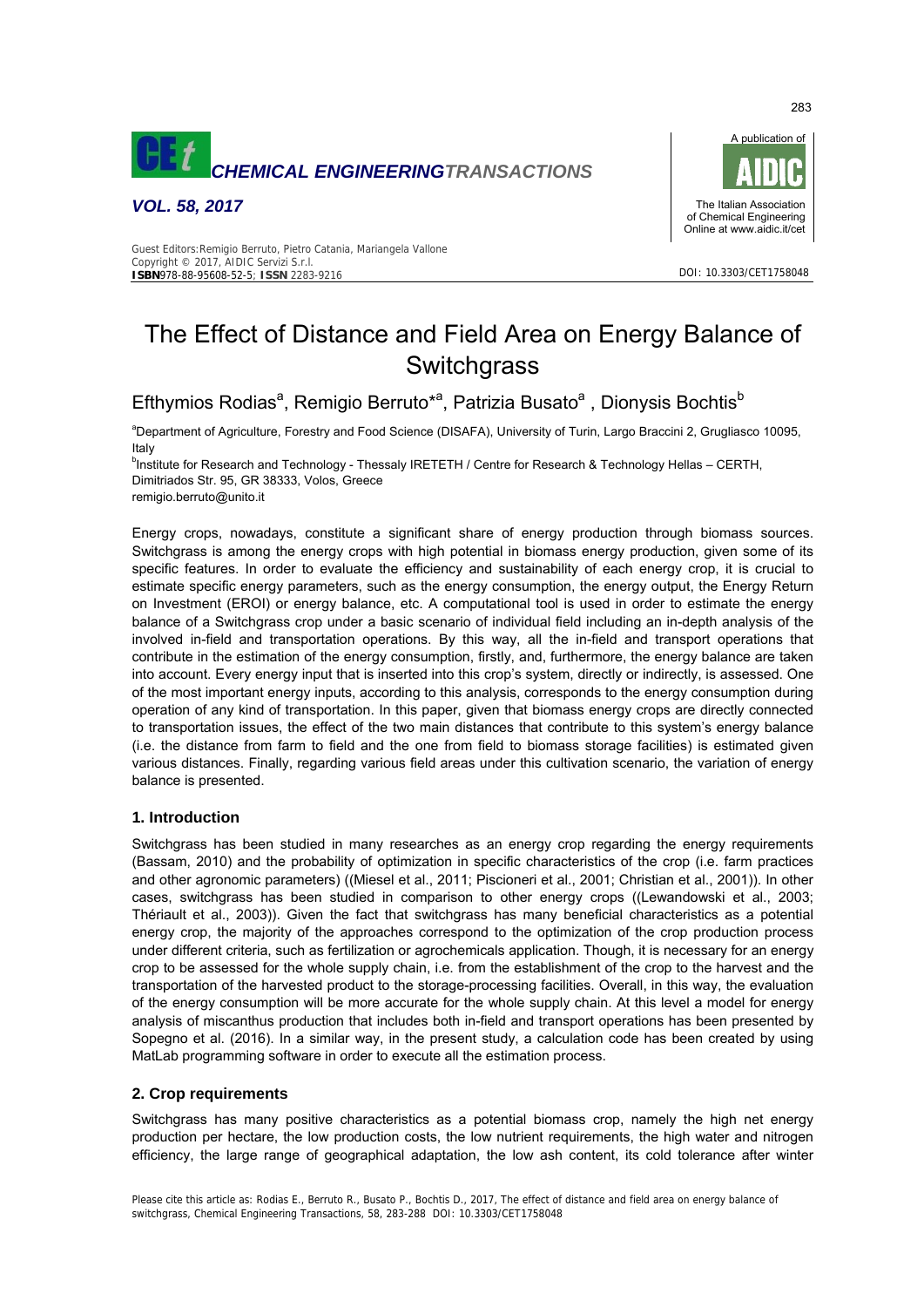# The Effect of Distance and Field Area on Energy Balance of Switchgrass

Efthymios Rodias[a], Remigio Berruto*[a], Patrizia Busato[a] , Dionysis Bochtis[b]

[a]Department of Agriculture, Forestry and Food Science (DISAFA), University of Turin, Largo Braccini 2, Grugliasco 10095, Italy

[b]Institute for Research and Technology - Thessaly IRETETH / Centre for Research & Technology Hellas – CERTH, Dimitriados Str. 95, GR 38333, Volos, Greece

remigio.berruto@unito.it

Energy crops, nowadays, constitute a significant share of energy production through biomass sources. Switchgrass is among the energy crops with high potential in biomass energy production, given some of its specific features. In order to evaluate the efficiency and sustainability of each energy crop, it is crucial to estimate specific energy parameters, such as the energy consumption, the energy output, the Energy Return on Investment (EROI) or energy balance, etc. A computational tool is used in order to estimate the energy balance of a Switchgrass crop under a basic scenario of individual field including an in-depth analysis of the involved in-field and transportation operations. By this way, all the in-field and transport operations that contribute in the estimation of the energy consumption, firstly, and, furthermore, the energy balance are taken into account. Every energy input that is inserted into this crop's system, directly or indirectly, is assessed. One of the most important energy inputs, according to this analysis, corresponds to the energy consumption during operation of any kind of transportation. In this paper, given that biomass energy crops are directly connected to transportation issues, the effect of the two main distances that contribute to this system's energy balance (i.e. the distance from farm to field and the one from field to biomass storage facilities) is estimated given various distances. Finally, regarding various field areas under this cultivation scenario, the variation of energy balance is presented.

## 1. Introduction

Switchgrass has been studied in many researches as an energy crop regarding the energy requirements (Bassam, 2010) and the probability of optimization in specific characteristics of the crop (i.e. farm practices and other agronomic parameters) ((Miesel et al., 2011; Piscioneri et al., 2001; Christian et al., 2001)). In other cases, switchgrass has been studied in comparison to other energy crops ((Lewandowski et al., 2003; Thériault et al., 2003)). Given the fact that switchgrass has many beneficial characteristics as a potential energy crop, the majority of the approaches correspond to the optimization of the crop production process under different criteria, such as fertilization or agrochemicals application. Though, it is necessary for an energy crop to be assessed for the whole supply chain, i.e. from the establishment of the crop to the harvest and the transportation of the harvested product to the storage-processing facilities. Overall, in this way, the evaluation of the energy consumption will be more accurate for the whole supply chain. At this level a model for energy analysis of miscanthus production that includes both in-field and transport operations has been presented by Sopegno et al. (2016). In a similar way, in the present study, a calculation code has been created by using MatLab programming software in order to execute all the estimation process.

## 2. Crop requirements

Switchgrass has many positive characteristics as a potential biomass crop, namely the high net energy production per hectare, the low production costs, the low nutrient requirements, the high water and nitrogen efficiency, the large range of geographical adaptation, the low ash content, its cold tolerance after winter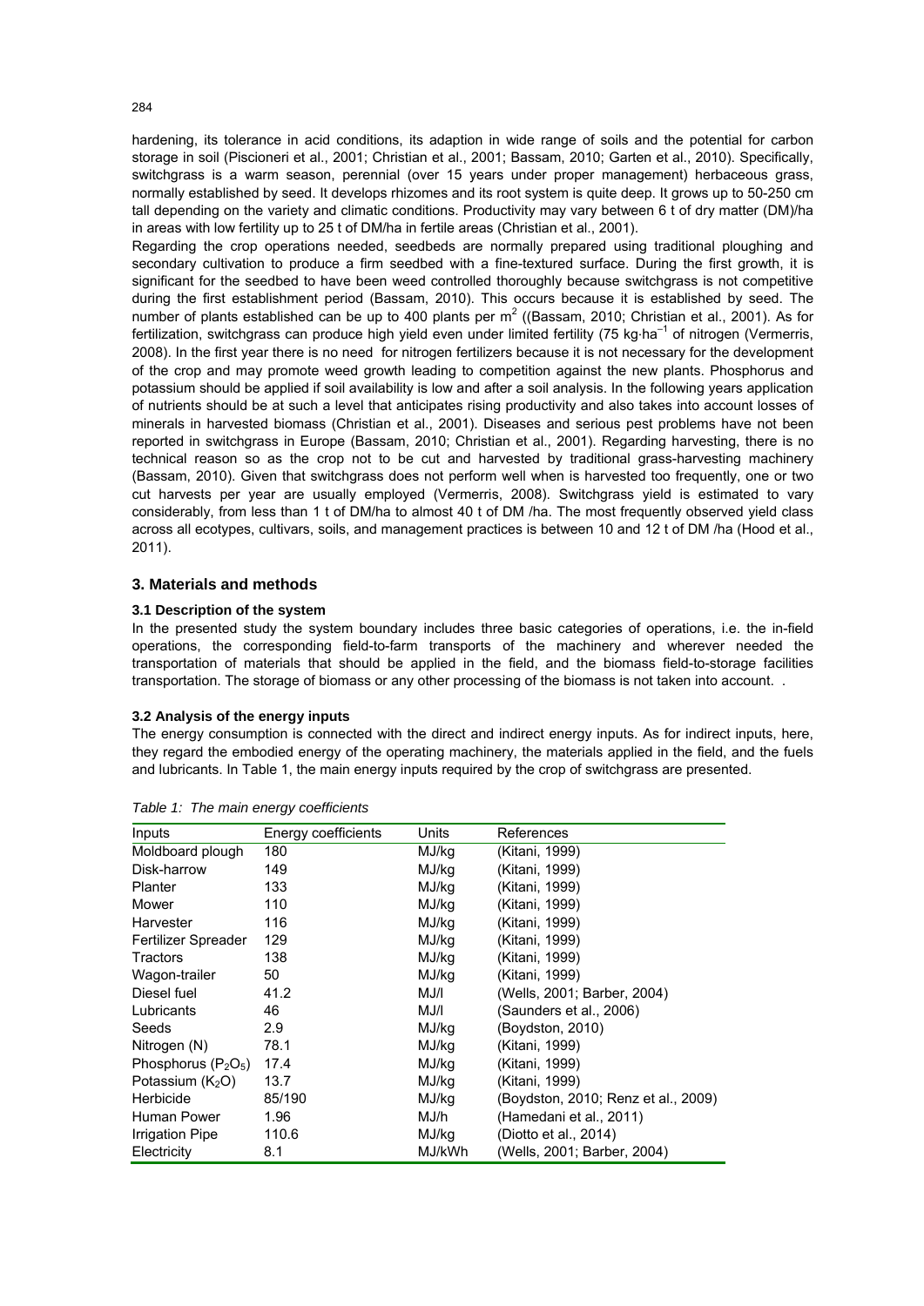hardening, its tolerance in acid conditions, its adaption in wide range of soils and the potential for carbon storage in soil (Piscioneri et al., 2001; Christian et al., 2001; Bassam, 2010; Garten et al., 2010). Specifically, switchgrass is a warm season, perennial (over 15 years under proper management) herbaceous grass, normally established by seed. It develops rhizomes and its root system is quite deep. It grows up to 50-250 cm tall depending on the variety and climatic conditions. Productivity may vary between 6 t of dry matter (DM)/ha in areas with low fertility up to 25 t of DM/ha in fertile areas (Christian et al., 2001).

Regarding the crop operations needed, seedbeds are normally prepared using traditional ploughing and secondary cultivation to produce a firm seedbed with a fine-textured surface. During the first growth, it is significant for the seedbed to have been weed controlled thoroughly because switchgrass is not competitive during the first establishment period (Bassam, 2010). This occurs because it is established by seed. The number of plants established can be up to 400 plants per $m^2$ ((Bassam, 2010; Christian et al., 2001). As for fertilization, switchgrass can produce high yield even under limited fertility (75 $kg \cdot ha^{-1}$ of nitrogen (Vermerris, 2008). In the first year there is no need for nitrogen fertilizers because it is not necessary for the development of the crop and may promote weed growth leading to competition against the new plants. Phosphorus and potassium should be applied if soil availability is low and after a soil analysis. In the following years application of nutrients should be at such a level that anticipates rising productivity and also takes into account losses of minerals in harvested biomass (Christian et al., 2001). Diseases and serious pest problems have not been reported in switchgrass in Europe (Bassam, 2010; Christian et al., 2001). Regarding harvesting, there is no technical reason so as the crop not to be cut and harvested by traditional grass-harvesting machinery (Bassam, 2010). Given that switchgrass does not perform well when is harvested too frequently, one or two cut harvests per year are usually employed (Vermerris, 2008). Switchgrass yield is estimated to vary considerably, from less than 1 t of DM/ha to almost 40 t of DM /ha. The most frequently observed yield class across all ecotypes, cultivars, soils, and management practices is between 10 and 12 t of DM /ha (Hood et al., 2011).

## 3. Materials and methods

### 3.1 Description of the system

In the presented study the system boundary includes three basic categories of operations, i.e. the in-field operations, the corresponding field-to-farm transports of the machinery and wherever needed the transportation of materials that should be applied in the field, and the biomass field-to-storage facilities transportation. The storage of biomass or any other processing of the biomass is not taken into account. .

### 3.2 Analysis of the energy inputs

The energy consumption is connected with the direct and indirect energy inputs. As for indirect inputs, here, they regard the embodied energy of the operating machinery, the materials applied in the field, and the fuels and lubricants. In Table 1, the main energy inputs required by the crop of switchgrass are presented.

*Table 1: The main energy coefficients*

| Inputs | Energy coefficients | Units | References |
|---|---|---|---|
| Moldboard plough | 180 | MJ/kg | (Kitani, 1999) |
| Disk-harrow | 149 | MJ/kg | (Kitani, 1999) |
| Planter | 133 | MJ/kg | (Kitani, 1999) |
| Mower | 110 | MJ/kg | (Kitani, 1999) |
| Harvester | 116 | MJ/kg | (Kitani, 1999) |
| Fertilizer Spreader | 129 | MJ/kg | (Kitani, 1999) |
| Tractors | 138 | MJ/kg | (Kitani, 1999) |
| Wagon-trailer | 50 | MJ/kg | (Kitani, 1999) |
| Diesel fuel | 41.2 | MJ/l | (Wells, 2001; Barber, 2004) |
| Lubricants | 46 | MJ/l | (Saunders et al., 2006) |
| Seeds | 2.9 | MJ/kg | (Boydston, 2010) |
| Nitrogen (N) | 78.1 | MJ/kg | (Kitani, 1999) |
| Phosphorus ($P_2O_5$) | 17.4 | MJ/kg | (Kitani, 1999) |
| Potassium ($K_2O$) | 13.7 | MJ/kg | (Kitani, 1999) |
| Herbicide | 85/190 | MJ/kg | (Boydston, 2010; Renz et al., 2009) |
| Human Power | 1.96 | MJ/h | (Hamedani et al., 2011) |
| Irrigation Pipe | 110.6 | MJ/kg | (Diotto et al., 2014) |
| Electricity | 8.1 | MJ/kWh | (Wells, 2001; Barber, 2004) |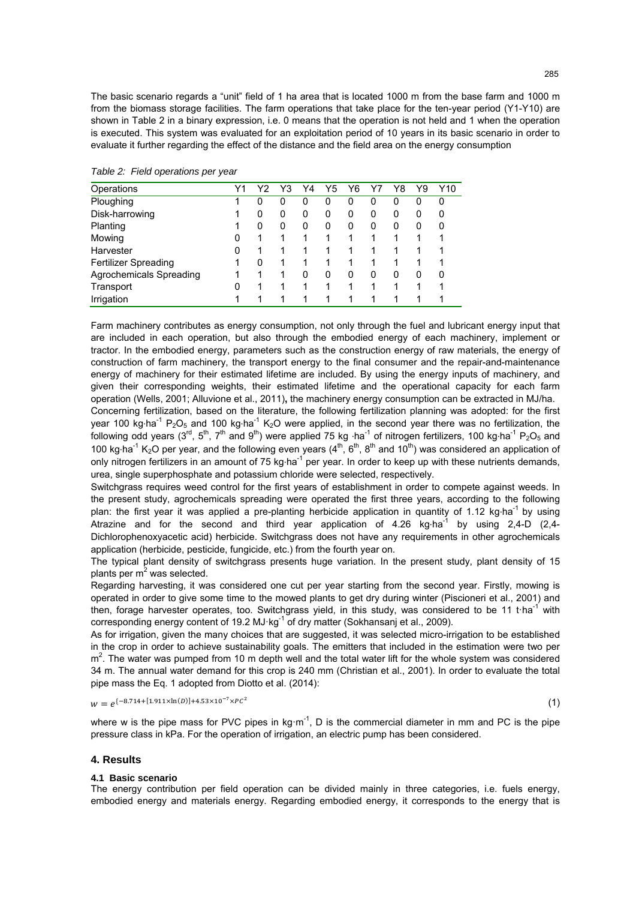The basic scenario regards a "unit" field of 1 ha area that is located 1000 m from the base farm and 1000 m from the biomass storage facilities. The farm operations that take place for the ten-year period (Y1-Y10) are shown in Table 2 in a binary expression, i.e. 0 means that the operation is not held and 1 when the operation is executed. This system was evaluated for an exploitation period of 10 years in its basic scenario in order to evaluate it further regarding the effect of the distance and the field area on the energy consumption

*Table 2: Field operations per year*

| Operations | Y1 | Y2 | Y3 | Y4 | Y5 | Y6 | Y7 | Y8 | Y9 | Y10 |
|---|---|---|---|---|---|---|---|---|---|---|
| Ploughing | 1 | 0 | 0 | 0 | 0 | 0 | 0 | 0 | 0 | 0 |
| Disk-harrowing | 1 | 0 | 0 | 0 | 0 | 0 | 0 | 0 | 0 | 0 |
| Planting | 1 | 0 | 0 | 0 | 0 | 0 | 0 | 0 | 0 | 0 |
| Mowing | 0 | 1 | 1 | 1 | 1 | 1 | 1 | 1 | 1 | 1 |
| Harvester | 0 | 1 | 1 | 1 | 1 | 1 | 1 | 1 | 1 | 1 |
| Fertilizer Spreading | 1 | 0 | 1 | 1 | 1 | 1 | 1 | 1 | 1 | 1 |
| Agrochemicals Spreading | 1 | 1 | 1 | 0 | 0 | 0 | 0 | 0 | 0 | 0 |
| Transport | 0 | 1 | 1 | 1 | 1 | 1 | 1 | 1 | 1 | 1 |
| Irrigation | 1 | 1 | 1 | 1 | 1 | 1 | 1 | 1 | 1 | 1 |

Farm machinery contributes as energy consumption, not only through the fuel and lubricant energy input that are included in each operation, but also through the embodied energy of each machinery, implement or tractor. In the embodied energy, parameters such as the construction energy of raw materials, the energy of construction of farm machinery, the transport energy to the final consumer and the repair-and-maintenance energy of machinery for their estimated lifetime are included. By using the energy inputs of machinery, and given their corresponding weights, their estimated lifetime and the operational capacity for each farm operation (Wells, 2001; Alluvione et al., 2011), the machinery energy consumption can be extracted in MJ/ha.

Concerning fertilization, based on the literature, the following fertilization planning was adopted: for the first year 100 kg·ha$^{-1}$ $P_2O_5$ and 100 kg·ha$^{-1}$ $K_2O$ were applied, in the second year there was no fertilization, the following odd years (3$^{rd}$, 5$^{th}$, 7$^{th}$ and 9$^{th}$) were applied 75 kg ·ha$^{-1}$ of nitrogen fertilizers, 100 kg·ha$^{-1}$ $P_2O_5$ and 100 kg·ha$^{-1}$ $K_2O$ per year, and the following even years (4$^{th}$, 6$^{th}$, 8$^{th}$ and 10$^{th}$) was considered an application of only nitrogen fertilizers in an amount of 75 kg·ha$^{-1}$ per year. In order to keep up with these nutrients demands, urea, single superphosphate and potassium chloride were selected, respectively.

Switchgrass requires weed control for the first years of establishment in order to compete against weeds. In the present study, agrochemicals spreading were operated the first three years, according to the following plan: the first year it was applied a pre-planting herbicide application in quantity of 1.12 kg·ha$^{-1}$ by using Atrazine and for the second and third year application of 4.26 kg·ha$^{-1}$ by using 2,4-D (2,4-Dichlorophenoxyacetic acid) herbicide. Switchgrass does not have any requirements in other agrochemicals application (herbicide, pesticide, fungicide, etc.) from the fourth year on.

The typical plant density of switchgrass presents huge variation. In the present study, plant density of 15 plants per m$^2$ was selected.

Regarding harvesting, it was considered one cut per year starting from the second year. Firstly, mowing is operated in order to give some time to the mowed plants to get dry during winter (Piscioneri et al., 2001) and then, forage harvester operates, too. Switchgrass yield, in this study, was considered to be 11 t·ha$^{-1}$ with corresponding energy content of 19.2 MJ·kg$^{-1}$ of dry matter (Sokhansanj et al., 2009).

As for irrigation, given the many choices that are suggested, it was selected micro-irrigation to be established in the crop in order to achieve sustainability goals. The emitters that included in the estimation were two per m$^2$. The water was pumped from 10 m depth well and the total water lift for the whole system was considered 34 m. The annual water demand for this crop is 240 mm (Christian et al., 2001). In order to evaluate the total pipe mass the Eq. 1 adopted from Diotto et al. (2014):

$$w = e^{\{-8.714+[1.911\times\ln(D)]+4.53\times10^{-7}\times PC^2} \quad (1)$$

where w is the pipe mass for PVC pipes in kg·m$^{-1}$, D is the commercial diameter in mm and PC is the pipe pressure class in kPa. For the operation of irrigation, an electric pump has been considered.

## 4. Results

### 4.1 Basic scenario

The energy contribution per field operation can be divided mainly in three categories, i.e. fuels energy, embodied energy and materials energy. Regarding embodied energy, it corresponds to the energy that is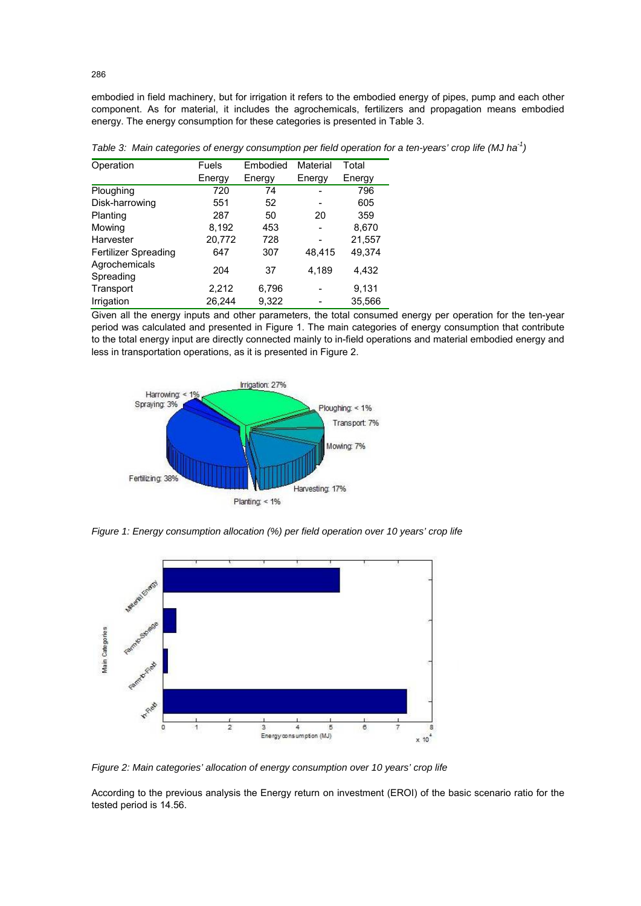embodied in field machinery, but for irrigation it refers to the embodied energy of pipes, pump and each other component. As for material, it includes the agrochemicals, fertilizers and propagation means embodied energy. The energy consumption for these categories is presented in Table 3.

*Table 3: Main categories of energy consumption per field operation for a ten-years' crop life (MJ $ha^{-1}$)*

| Operation | Fuels Energy | Embodied Energy | Material Energy | Total Energy |
|---|---|---|---|---|
| Ploughing | 720 | 74 | - | 796 |
| Disk-harrowing | 551 | 52 | - | 605 |
| Planting | 287 | 50 | 20 | 359 |
| Mowing | 8,192 | 453 | - | 8,670 |
| Harvester | 20,772 | 728 | - | 21,557 |
| Fertilizer Spreading | 647 | 307 | 48,415 | 49,374 |
| Agrochemicals Spreading | 204 | 37 | 4,189 | 4,432 |
| Transport | 2,212 | 6,796 | - | 9,131 |
| Irrigation | 26,244 | 9,322 | - | 35,566 |

Given all the energy inputs and other parameters, the total consumed energy per operation for the ten-year period was calculated and presented in Figure 1. The main categories of energy consumption that contribute to the total energy input are directly connected mainly to in-field operations and material embodied energy and less in transportation operations, as it is presented in Figure 2.

*Figure 1: Energy consumption allocation (%) per field operation over 10 years' crop life*

*Figure 2: Main categories' allocation of energy consumption over 10 years' crop life*

According to the previous analysis the Energy return on investment (EROI) of the basic scenario ratio for the tested period is 14.56.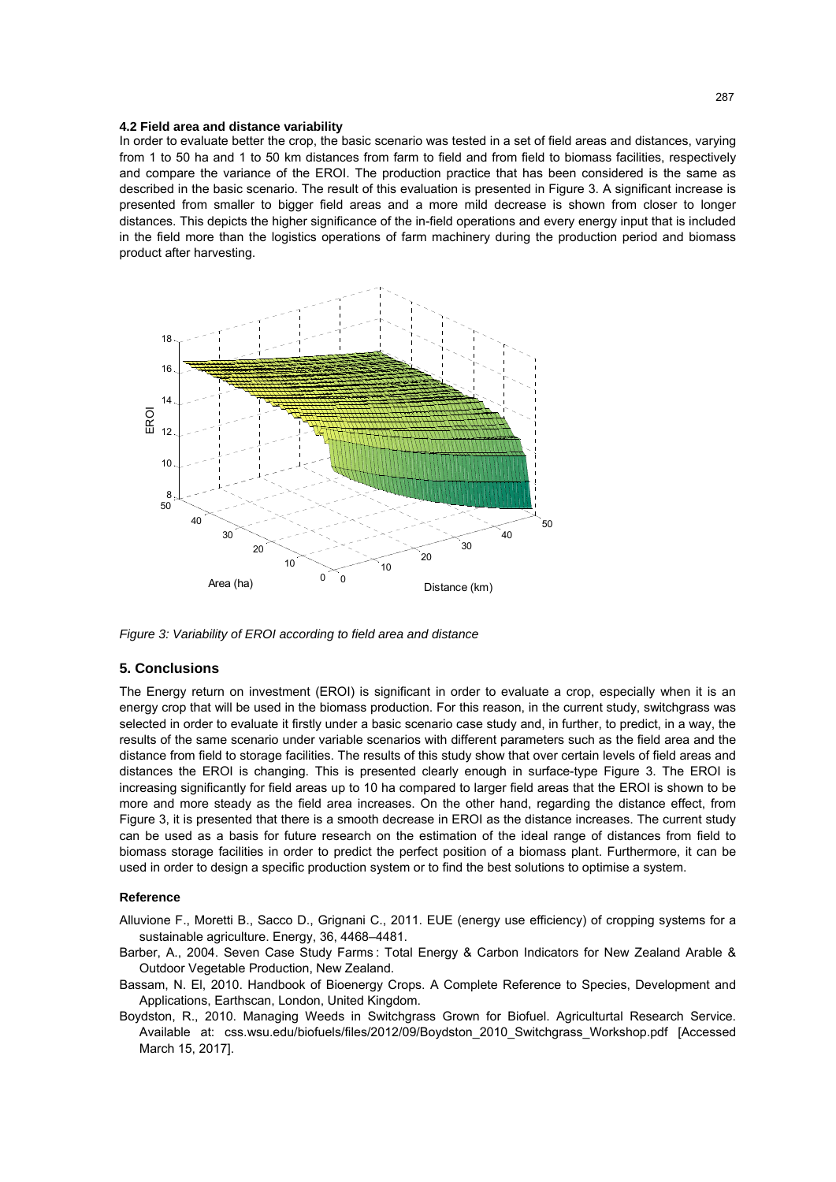### 4.2 Field area and distance variability

In order to evaluate better the crop, the basic scenario was tested in a set of field areas and distances, varying from 1 to 50 ha and 1 to 50 km distances from farm to field and from field to biomass facilities, respectively and compare the variance of the EROI. The production practice that has been considered is the same as described in the basic scenario. The result of this evaluation is presented in Figure 3. A significant increase is presented from smaller to bigger field areas and a more mild decrease is shown from closer to longer distances. This depicts the higher significance of the in-field operations and every energy input that is included in the field more than the logistics operations of farm machinery during the production period and biomass product after harvesting.

*Figure 3: Variability of EROI according to field area and distance*

## 5. Conclusions

The Energy return on investment (EROI) is significant in order to evaluate a crop, especially when it is an energy crop that will be used in the biomass production. For this reason, in the current study, switchgrass was selected in order to evaluate it firstly under a basic scenario case study and, in further, to predict, in a way, the results of the same scenario under variable scenarios with different parameters such as the field area and the distance from field to storage facilities. The results of this study show that over certain levels of field areas and distances the EROI is changing. This is presented clearly enough in surface-type Figure 3. The EROI is increasing significantly for field areas up to 10 ha compared to larger field areas that the EROI is shown to be more and more steady as the field area increases. On the other hand, regarding the distance effect, from Figure 3, it is presented that there is a smooth decrease in EROI as the distance increases. The current study can be used as a basis for future research on the estimation of the ideal range of distances from field to biomass storage facilities in order to predict the perfect position of a biomass plant. Furthermore, it can be used in order to design a specific production system or to find the best solutions to optimise a system.

### Reference

Alluvione F., Moretti B., Sacco D., Grignani C., 2011. EUE (energy use efficiency) of cropping systems for a sustainable agriculture. Energy, 36, 4468–4481.

Barber, A., 2004. Seven Case Study Farms : Total Energy & Carbon Indicators for New Zealand Arable & Outdoor Vegetable Production, New Zealand.

Bassam, N. El, 2010. Handbook of Bioenergy Crops. A Complete Reference to Species, Development and Applications, Earthscan, London, United Kingdom.

Boydston, R., 2010. Managing Weeds in Switchgrass Grown for Biofuel. Agriculturtal Research Service. Available at: css.wsu.edu/biofuels/files/2012/09/Boydston_2010_Switchgrass_Workshop.pdf [Accessed March 15, 2017].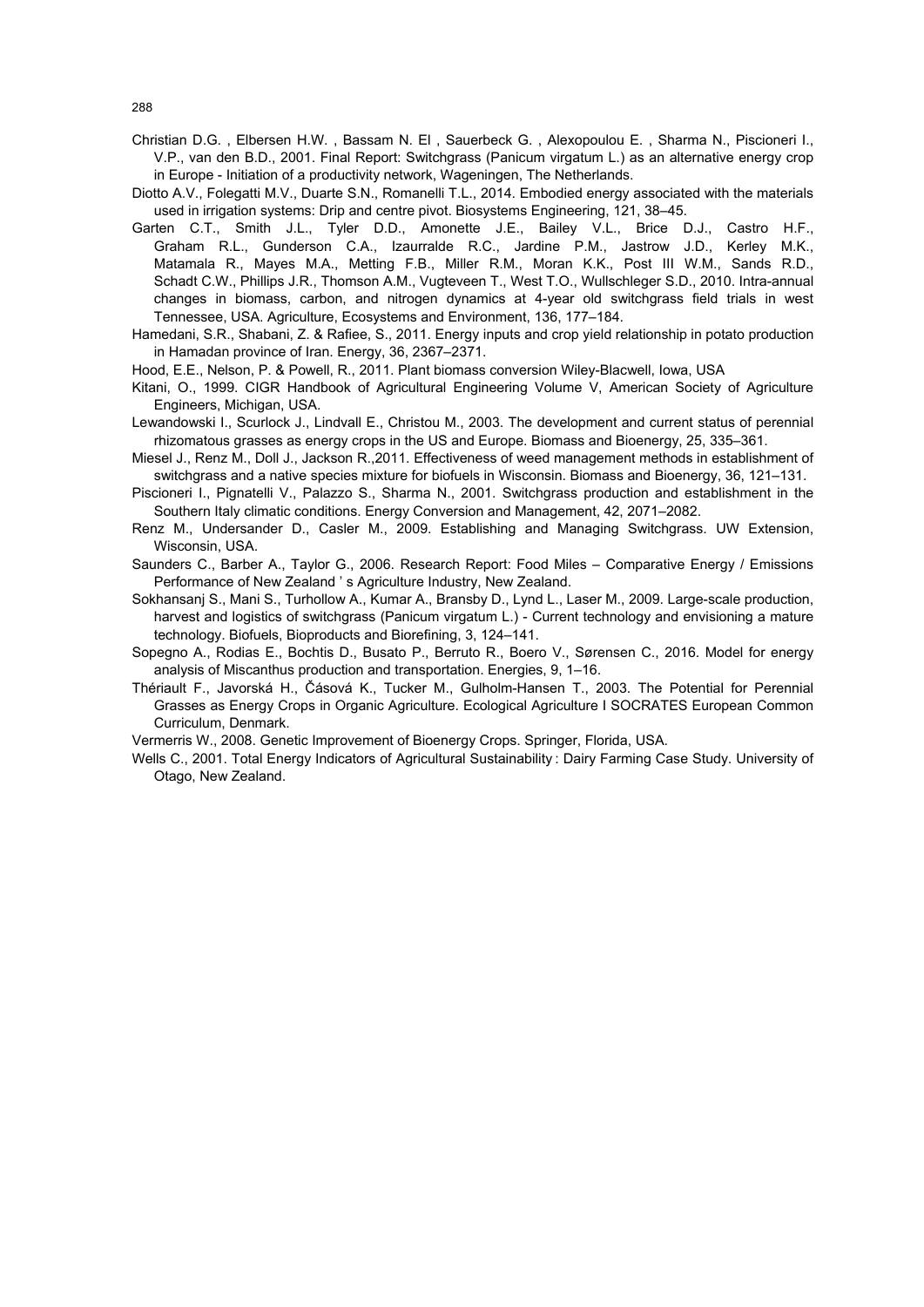Christian D.G. , Elbersen H.W. , Bassam N. El , Sauerbeck G. , Alexopoulou E. , Sharma N., Piscioneri I., V.P., van den B.D., 2001. Final Report: Switchgrass (Panicum virgatum L.) as an alternative energy crop in Europe - Initiation of a productivity network, Wageningen, The Netherlands.

Diotto A.V., Folegatti M.V., Duarte S.N., Romanelli T.L., 2014. Embodied energy associated with the materials used in irrigation systems: Drip and centre pivot. Biosystems Engineering, 121, 38–45.

Garten C.T., Smith J.L., Tyler D.D., Amonette J.E., Bailey V.L., Brice D.J., Castro H.F., Graham R.L., Gunderson C.A., Izaurralde R.C., Jardine P.M., Jastrow J.D., Kerley M.K., Matamala R., Mayes M.A., Metting F.B., Miller R.M., Moran K.K., Post III W.M., Sands R.D., Schadt C.W., Phillips J.R., Thomson A.M., Vugteveen T., West T.O., Wullschleger S.D., 2010. Intra-annual changes in biomass, carbon, and nitrogen dynamics at 4-year old switchgrass field trials in west Tennessee, USA. Agriculture, Ecosystems and Environment, 136, 177–184.

Hamedani, S.R., Shabani, Z. & Rafiee, S., 2011. Energy inputs and crop yield relationship in potato production in Hamadan province of Iran. Energy, 36, 2367–2371.

Hood, E.E., Nelson, P. & Powell, R., 2011. Plant biomass conversion Wiley-Blacwell, Iowa, USA

Kitani, O., 1999. CIGR Handbook of Agricultural Engineering Volume V, American Society of Agriculture Engineers, Michigan, USA.

Lewandowski I., Scurlock J., Lindvall E., Christou M., 2003. The development and current status of perennial rhizomatous grasses as energy crops in the US and Europe. Biomass and Bioenergy, 25, 335–361.

Miesel J., Renz M., Doll J., Jackson R.,2011. Effectiveness of weed management methods in establishment of switchgrass and a native species mixture for biofuels in Wisconsin. Biomass and Bioenergy, 36, 121–131.

Piscioneri I., Pignatelli V., Palazzo S., Sharma N., 2001. Switchgrass production and establishment in the Southern Italy climatic conditions. Energy Conversion and Management, 42, 2071–2082.

Renz M., Undersander D., Casler M., 2009. Establishing and Managing Switchgrass. UW Extension, Wisconsin, USA.

Saunders C., Barber A., Taylor G., 2006. Research Report: Food Miles – Comparative Energy / Emissions Performance of New Zealand ' s Agriculture Industry, New Zealand.

Sokhansanj S., Mani S., Turhollow A., Kumar A., Bransby D., Lynd L., Laser M., 2009. Large-scale production, harvest and logistics of switchgrass (Panicum virgatum L.) - Current technology and envisioning a mature technology. Biofuels, Bioproducts and Biorefining, 3, 124–141.

Sopegno A., Rodias E., Bochtis D., Busato P., Berruto R., Boero V., Sørensen C., 2016. Model for energy analysis of Miscanthus production and transportation. Energies, 9, 1–16.

Thériault F., Javorská H., Čásová K., Tucker M., Gulholm-Hansen T., 2003. The Potential for Perennial Grasses as Energy Crops in Organic Agriculture. Ecological Agriculture I SOCRATES European Common Curriculum, Denmark.

Vermerris W., 2008. Genetic Improvement of Bioenergy Crops. Springer, Florida, USA.

Wells C., 2001. Total Energy Indicators of Agricultural Sustainability : Dairy Farming Case Study. University of Otago, New Zealand.